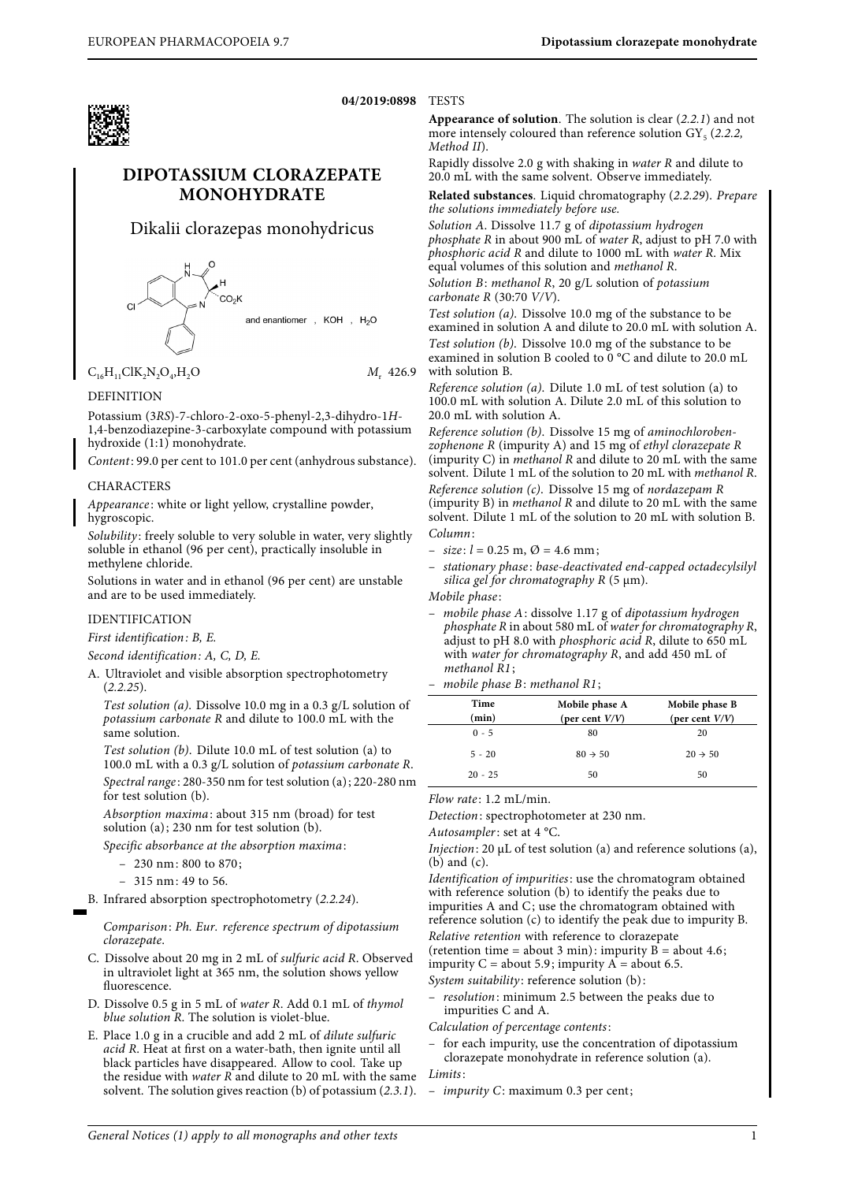04/2019:0898

# DIPOTASSIUM CLORAZEPATE MONOHYDRATE

## Dikalii clorazepas monohydricus

and enantiomer , KOH , $H_2O$

$C_{16}H_{11}ClK_2N_2O_4,H_2O$ $M_r$ 426.9

### DEFINITION

Potassium (3*RS*)-7-chloro-2-oxo-5-phenyl-2,3-dihydro-1*H*-1,4-benzodiazepine-3-carboxylate compound with potassium hydroxide (1:1) monohydrate.

*Content*: 99.0 per cent to 101.0 per cent (anhydrous substance).

### CHARACTERS

*Appearance*: white or light yellow, crystalline powder, hygroscopic.

*Solubility*: freely soluble to very soluble in water, very slightly soluble in ethanol (96 per cent), practically insoluble in methylene chloride.

Solutions in water and in ethanol (96 per cent) are unstable and are to be used immediately.

### IDENTIFICATION

*First identification: B, E.*

*Second identification: A, C, D, E.*

A. Ultraviolet and visible absorption spectrophotometry (*2.2.25*).

*Test solution (a).* Dissolve 10.0 mg in a 0.3 g/L solution of *potassium carbonate R* and dilute to 100.0 mL with the same solution.

*Test solution (b).* Dilute 10.0 mL of test solution (a) to 100.0 mL with a 0.3 g/L solution of *potassium carbonate R*.

*Spectral range*: 280-350 nm for test solution (a); 220-280 nm for test solution (b).

*Absorption maxima*: about 315 nm (broad) for test solution (a); 230 nm for test solution (b).

*Specific absorbance at the absorption maxima*:

– 230 nm: 800 to 870;

– 315 nm: 49 to 56.

B. Infrared absorption spectrophotometry (*2.2.24*).

*Comparison*: *Ph. Eur. reference spectrum of dipotassium clorazepate*.

C. Dissolve about 20 mg in 2 mL of *sulfuric acid R*. Observed in ultraviolet light at 365 nm, the solution shows yellow fluorescence.

D. Dissolve 0.5 g in 5 mL of *water R*. Add 0.1 mL of *thymol blue solution R*. The solution is violet-blue.

E. Place 1.0 g in a crucible and add 2 mL of *dilute sulfuric acid R*. Heat at first on a water-bath, then ignite until all black particles have disappeared. Allow to cool. Take up the residue with *water R* and dilute to 20 mL with the same solvent. The solution gives reaction (b) of potassium (*2.3.1*).

### TESTS

**Appearance of solution**. The solution is clear (*2.2.1*) and not more intensely coloured than reference solution $GY_5$ (*2.2.2, Method II*).

Rapidly dissolve 2.0 g with shaking in *water R* and dilute to 20.0 mL with the same solvent. Observe immediately.

**Related substances**. Liquid chromatography (*2.2.29*). *Prepare the solutions immediately before use.*

*Solution A*. Dissolve 11.7 g of *dipotassium hydrogen phosphate R* in about 900 mL of *water R*, adjust to pH 7.0 with *phosphoric acid R* and dilute to 1000 mL with *water R*. Mix equal volumes of this solution and *methanol R*.

*Solution B*: *methanol R*, 20 g/L solution of *potassium carbonate R* (30:70 *V/V*).

*Test solution (a).* Dissolve 10.0 mg of the substance to be examined in solution A and dilute to 20.0 mL with solution A.

*Test solution (b).* Dissolve 10.0 mg of the substance to be examined in solution B cooled to 0 °C and dilute to 20.0 mL with solution B.

*Reference solution (a).* Dilute 1.0 mL of test solution (a) to 100.0 mL with solution A. Dilute 2.0 mL of this solution to 20.0 mL with solution A.

*Reference solution (b).* Dissolve 15 mg of *aminochlorobenzophenone R* (impurity A) and 15 mg of *ethyl clorazepate R* (impurity C) in *methanol R* and dilute to 20 mL with the same solvent. Dilute 1 mL of the solution to 20 mL with *methanol R*.

*Reference solution (c).* Dissolve 15 mg of *nordazepam R* (impurity B) in *methanol R* and dilute to 20 mL with the same solvent. Dilute 1 mL of the solution to 20 mL with solution B.

*Column*:

– *size*: *l* = 0.25 m, Ø = 4.6 mm;

– *stationary phase*: *base-deactivated end-capped octadecylsilyl silica gel for chromatography R* (5 µm).

*Mobile phase*:

– *mobile phase A*: dissolve 1.17 g of *dipotassium hydrogen phosphate R* in about 580 mL of *water for chromatography R*, adjust to pH 8.0 with *phosphoric acid R*, dilute to 650 mL with *water for chromatography R*, and add 450 mL of *methanol R1*;

– *mobile phase B*: *methanol R1*;

| Time (min) | Mobile phase A (per cent *V/V*) | Mobile phase B (per cent *V/V*) |
|---|---|---|
| 0 - 5 | 80 | 20 |
| 5 - 20 | 80 → 50 | 20 → 50 |
| 20 - 25 | 50 | 50 |

*Flow rate*: 1.2 mL/min.

*Detection*: spectrophotometer at 230 nm.

*Autosampler*: set at 4 °C.

*Injection*: 20 µL of test solution (a) and reference solutions (a), (b) and (c).

*Identification of impurities*: use the chromatogram obtained with reference solution (b) to identify the peaks due to impurities A and C; use the chromatogram obtained with reference solution (c) to identify the peak due to impurity B.

*Relative retention* with reference to clorazepate (retention time = about 3 min): impurity B = about 4.6; impurity C = about 5.9; impurity A = about 6.5.

*System suitability*: reference solution (b):

– *resolution*: minimum 2.5 between the peaks due to impurities C and A.

*Calculation of percentage contents*:

– for each impurity, use the concentration of dipotassium clorazepate monohydrate in reference solution (a).

*Limits*:

– *impurity C*: maximum 0.3 per cent;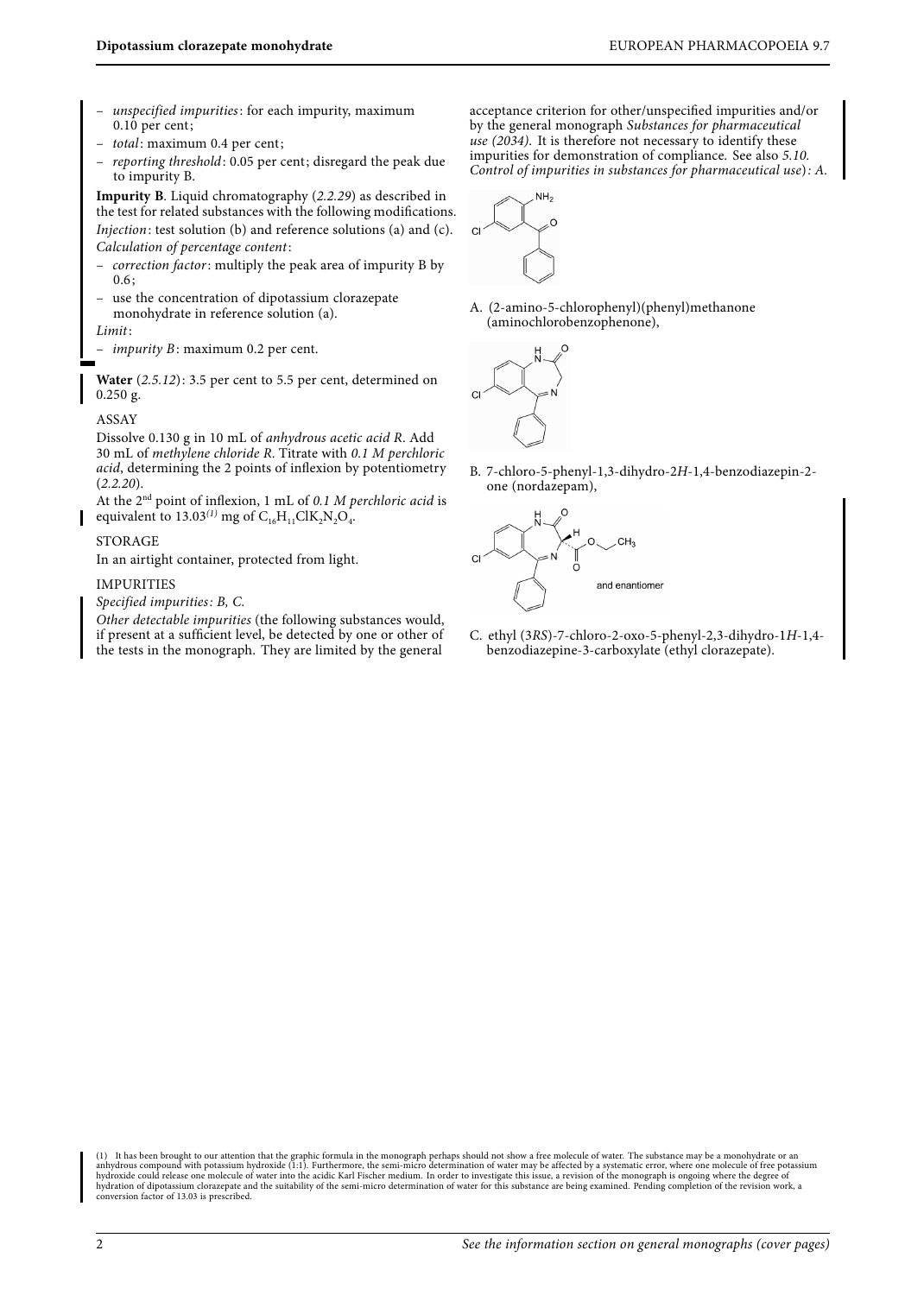- *unspecified impurities*: for each impurity, maximum 0.10 per cent;
- *total*: maximum 0.4 per cent;
- *reporting threshold*: 0.05 per cent; disregard the peak due to impurity B.

**Impurity B**. Liquid chromatography (*2.2.29*) as described in the test for related substances with the following modifications.

*Injection*: test solution (b) and reference solutions (a) and (c).

*Calculation of percentage content*:

- *correction factor*: multiply the peak area of impurity B by 0.6;
- use the concentration of dipotassium clorazepate monohydrate in reference solution (a).

*Limit*:

- *impurity B*: maximum 0.2 per cent.

**Water** (*2.5.12*): 3.5 per cent to 5.5 per cent, determined on 0.250 g.

## ASSAY

Dissolve 0.130 g in 10 mL of *anhydrous acetic acid R*. Add 30 mL of *methylene chloride R*. Titrate with *0.1 M perchloric acid*, determining the 2 points of inflexion by potentiometry (*2.2.20*).

At the 2nd point of inflexion, 1 mL of *0.1 M perchloric acid* is equivalent to 13.03[(1)] mg of $C_{16}H_{11}ClK_2N_2O_4$.

## STORAGE

In an airtight container, protected from light.

## IMPURITIES

*Specified impurities*: B, C.

*Other detectable impurities* (the following substances would, if present at a sufficient level, be detected by one or other of the tests in the monograph. They are limited by the general acceptance criterion for other/unspecified impurities and/or by the general monograph *Substances for pharmaceutical use (2034)*. It is therefore not necessary to identify these impurities for demonstration of compliance. See also *5.10. Control of impurities in substances for pharmaceutical use*): A.

A. (2-amino-5-chlorophenyl)(phenyl)methanone (aminochlorobenzophenone),

B. 7-chloro-5-phenyl-1,3-dihydro-2*H*-1,4-benzodiazepin-2-one (nordazepam),

and enantiomer

C. ethyl (3*RS*)-7-chloro-2-oxo-5-phenyl-2,3-dihydro-1*H*-1,4-benzodiazepine-3-carboxylate (ethyl clorazepate).

(1) It has been brought to our attention that the graphic formula in the monograph perhaps should not show a free molecule of water. The substance may be a monohydrate or an anhydrous compound with potassium hydroxide (1:1). Furthermore, the semi-micro determination of water may be affected by a systematic error, where one molecule of free potassium hydroxide could release one molecule of water into the acidic Karl Fischer medium. In order to investigate this issue, a revision of the monograph is ongoing where the degree of hydration of dipotassium clorazepate and the suitability of the semi-micro determination of water for this substance are being examined. Pending completion of the revision work, a conversion factor of 13.03 is prescribed.